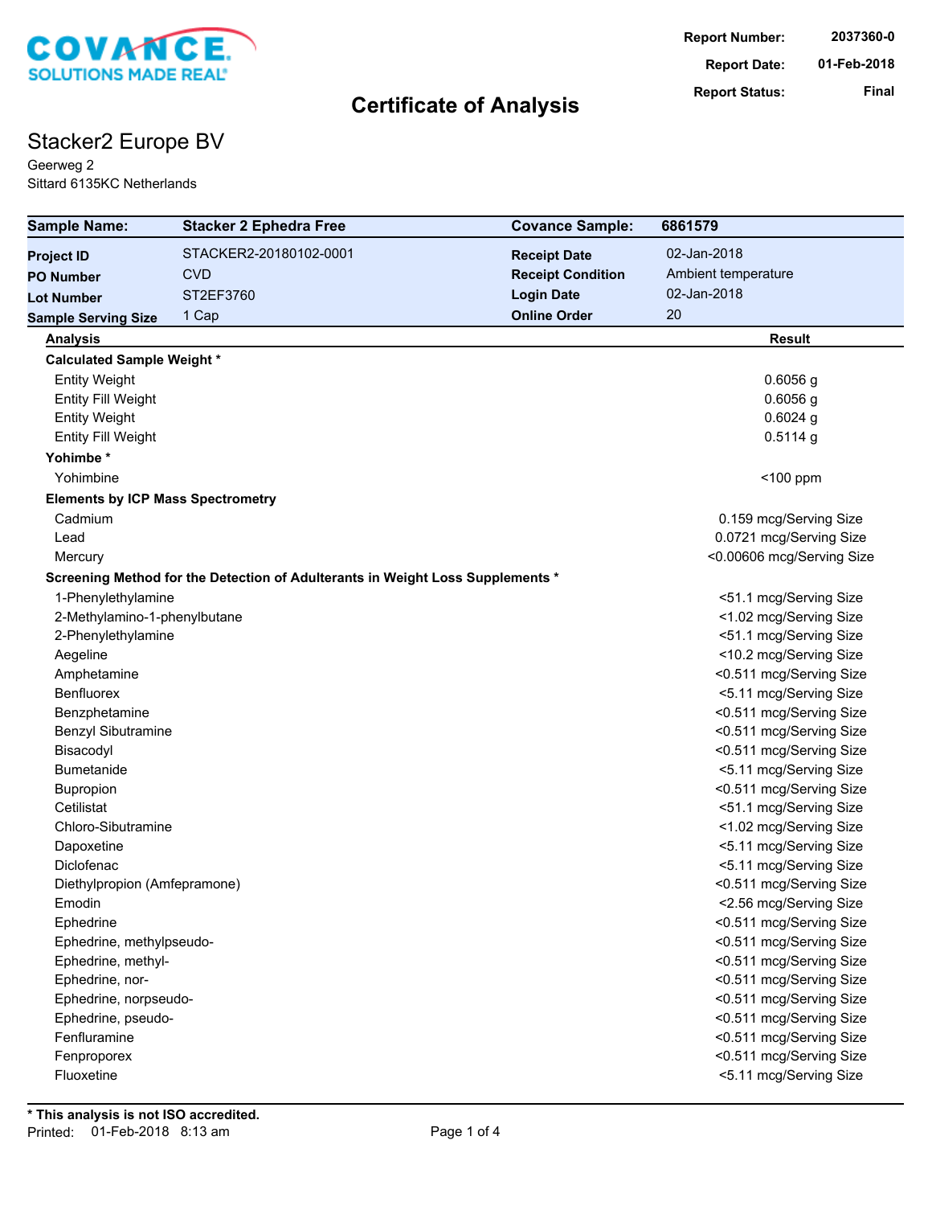COVANCE
SOLUTIONS MADE REAL®

| | |
|---|---|
| **Report Number:** | **2037360-0** |
| **Report Date:** | **01-Feb-2018** |
| **Report Status:** | **Final** |

# Certificate of Analysis

## Stacker2 Europe BV

Geerweg 2
Sittard 6135KC Netherlands

| **Sample Name:** | **Stacker 2 Ephedra Free** | **Covance Sample:** | **6861579** |
|---|---|---|---|
| **Project ID** | STACKER2-20180102-0001 | **Receipt Date** | 02-Jan-2018 |
| **PO Number** | CVD | **Receipt Condition** | Ambient temperature |
| **Lot Number** | ST2EF3760 | **Login Date** | 02-Jan-2018 |
| **Sample Serving Size** | 1 Cap | **Online Order** | 20 |

| **Analysis** | **Result** |
|---|---|
| **Calculated Sample Weight *** | |
| Entity Weight | 0.6056 g |
| Entity Fill Weight | 0.6056 g |
| Entity Weight | 0.6024 g |
| Entity Fill Weight | 0.5114 g |
| **Yohimbe *** | |
| Yohimbine | <100 ppm |
| **Elements by ICP Mass Spectrometry** | |
| Cadmium | 0.159 mcg/Serving Size |
| Lead | 0.0721 mcg/Serving Size |
| Mercury | <0.00606 mcg/Serving Size |
| **Screening Method for the Detection of Adulterants in Weight Loss Supplements *** | |
| 1-Phenylethylamine | <51.1 mcg/Serving Size |
| 2-Methylamino-1-phenylbutane | <1.02 mcg/Serving Size |
| 2-Phenylethylamine | <51.1 mcg/Serving Size |
| Aegeline | <10.2 mcg/Serving Size |
| Amphetamine | <0.511 mcg/Serving Size |
| Benfluorex | <5.11 mcg/Serving Size |
| Benzphetamine | <0.511 mcg/Serving Size |
| Benzyl Sibutramine | <0.511 mcg/Serving Size |
| Bisacodyl | <0.511 mcg/Serving Size |
| Bumetanide | <5.11 mcg/Serving Size |
| Bupropion | <0.511 mcg/Serving Size |
| Cetilistat | <51.1 mcg/Serving Size |
| Chloro-Sibutramine | <1.02 mcg/Serving Size |
| Dapoxetine | <5.11 mcg/Serving Size |
| Diclofenac | <5.11 mcg/Serving Size |
| Diethylpropion (Amfepramone) | <0.511 mcg/Serving Size |
| Emodin | <2.56 mcg/Serving Size |
| Ephedrine | <0.511 mcg/Serving Size |
| Ephedrine, methylpseudo- | <0.511 mcg/Serving Size |
| Ephedrine, methyl- | <0.511 mcg/Serving Size |
| Ephedrine, nor- | <0.511 mcg/Serving Size |
| Ephedrine, norpseudo- | <0.511 mcg/Serving Size |
| Ephedrine, pseudo- | <0.511 mcg/Serving Size |
| Fenfluramine | <0.511 mcg/Serving Size |
| Fenproporex | <0.511 mcg/Serving Size |
| Fluoxetine | <5.11 mcg/Serving Size |

**\* This analysis is not ISO accredited.**

Printed: 01-Feb-2018 8:13 am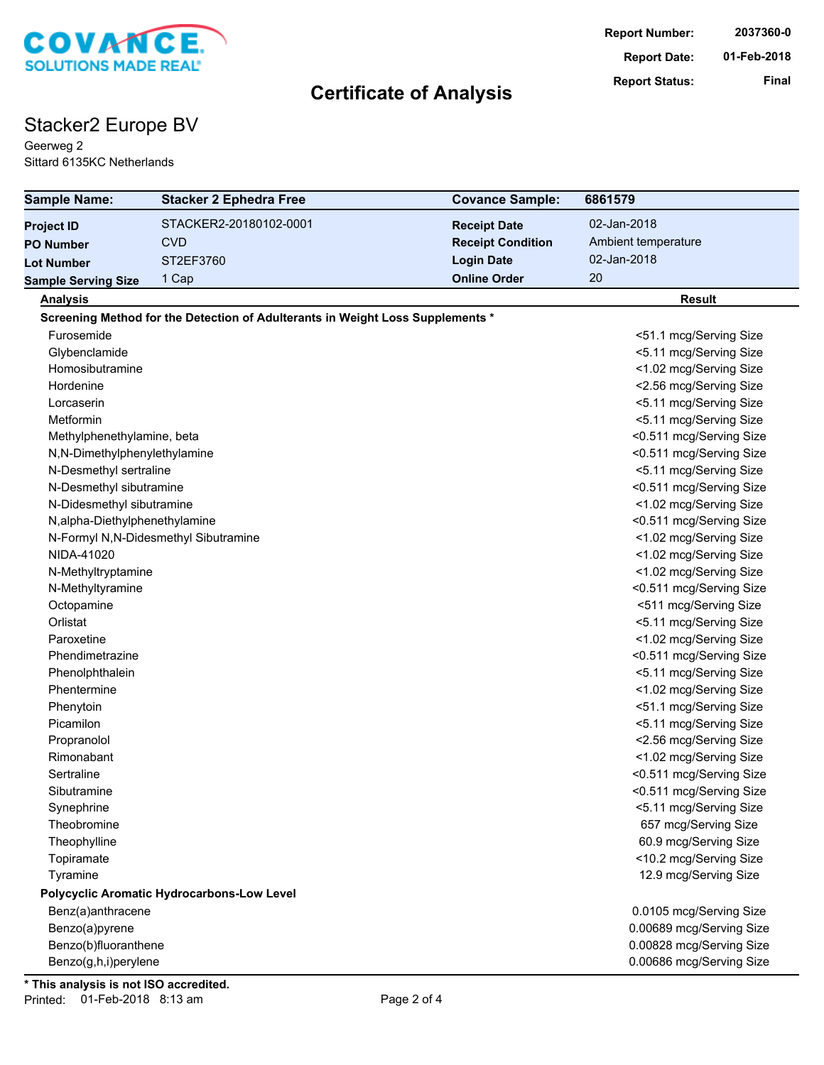COVANCE. SOLUTIONS MADE REAL®

| | |
|---|---|
| **Report Number:** | 2037360-0 |
| **Report Date:** | 01-Feb-2018 |
| **Report Status:** | Final |

# Certificate of Analysis

## Stacker2 Europe BV

Geerweg 2
Sittard 6135KC Netherlands

| **Sample Name:** | **Stacker 2 Ephedra Free** | **Covance Sample:** | **6861579** |
|---|---|---|---|
| **Project ID** | STACKER2-20180102-0001 | **Receipt Date** | 02-Jan-2018 |
| **PO Number** | CVD | **Receipt Condition** | Ambient temperature |
| **Lot Number** | ST2EF3760 | **Login Date** | 02-Jan-2018 |
| **Sample Serving Size** | 1 Cap | **Online Order** | 20 |

| **Analysis** | **Result** |
|---|---|
| **Screening Method for the Detection of Adulterants in Weight Loss Supplements *** | |
| Furosemide | <51.1 mcg/Serving Size |
| Glybenclamide | <5.11 mcg/Serving Size |
| Homosibutramine | <1.02 mcg/Serving Size |
| Hordenine | <2.56 mcg/Serving Size |
| Lorcaserin | <5.11 mcg/Serving Size |
| Metformin | <5.11 mcg/Serving Size |
| Methylphenethylamine, beta | <0.511 mcg/Serving Size |
| N,N-Dimethylphenylethylamine | <0.511 mcg/Serving Size |
| N-Desmethyl sertraline | <5.11 mcg/Serving Size |
| N-Desmethyl sibutramine | <0.511 mcg/Serving Size |
| N-Didesmethyl sibutramine | <1.02 mcg/Serving Size |
| N,alpha-Diethylphenethylamine | <0.511 mcg/Serving Size |
| N-Formyl N,N-Didesmethyl Sibutramine | <1.02 mcg/Serving Size |
| NIDA-41020 | <1.02 mcg/Serving Size |
| N-Methyltryptamine | <1.02 mcg/Serving Size |
| N-Methyltyramine | <0.511 mcg/Serving Size |
| Octopamine | <511 mcg/Serving Size |
| Orlistat | <5.11 mcg/Serving Size |
| Paroxetine | <1.02 mcg/Serving Size |
| Phendimetrazine | <0.511 mcg/Serving Size |
| Phenolphthalein | <5.11 mcg/Serving Size |
| Phentermine | <1.02 mcg/Serving Size |
| Phenytoin | <51.1 mcg/Serving Size |
| Picamilon | <5.11 mcg/Serving Size |
| Propranolol | <2.56 mcg/Serving Size |
| Rimonabant | <1.02 mcg/Serving Size |
| Sertraline | <0.511 mcg/Serving Size |
| Sibutramine | <0.511 mcg/Serving Size |
| Synephrine | <5.11 mcg/Serving Size |
| Theobromine | 657 mcg/Serving Size |
| Theophylline | 60.9 mcg/Serving Size |
| Topiramate | <10.2 mcg/Serving Size |
| Tyramine | 12.9 mcg/Serving Size |
| **Polycyclic Aromatic Hydrocarbons-Low Level** | |
| Benz(a)anthracene | 0.0105 mcg/Serving Size |
| Benzo(a)pyrene | 0.00689 mcg/Serving Size |
| Benzo(b)fluoranthene | 0.00828 mcg/Serving Size |
| Benzo(g,h,i)perylene | 0.00686 mcg/Serving Size |

**\* This analysis is not ISO accredited.**

Printed: 01-Feb-2018 8:13 am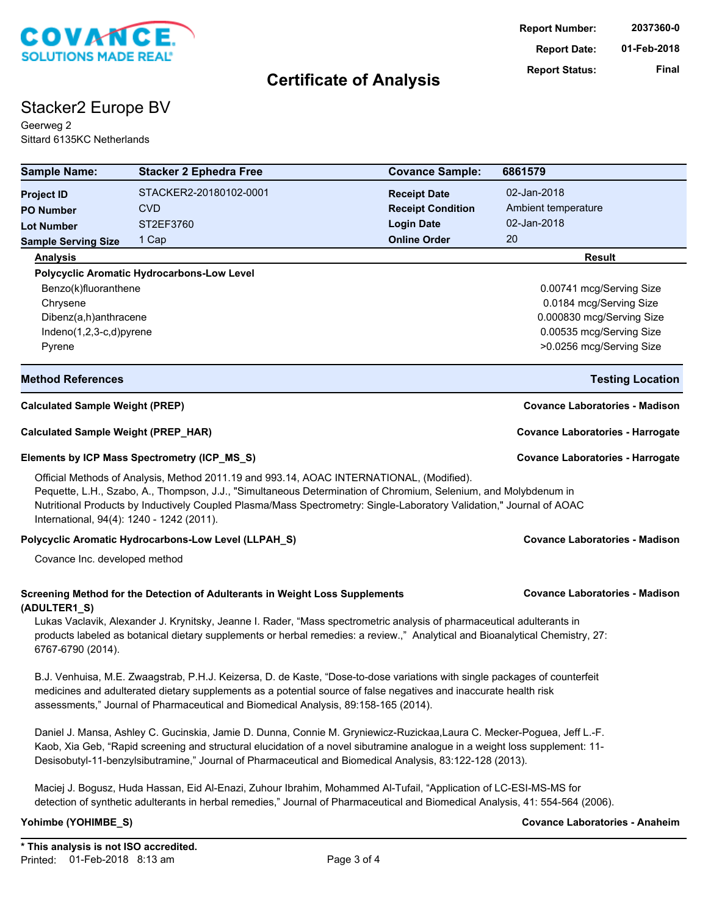COVANCE
SOLUTIONS MADE REAL®

| Report Number: | 2037360-0 |
|---|---|
| Report Date: | 01-Feb-2018 |
| Report Status: | Final |

# Certificate of Analysis

## Stacker2 Europe BV

Geerweg 2
Sittard 6135KC Netherlands

| Sample Name: | Stacker 2 Ephedra Free | Covance Sample: | 6861579 |
|---|---|---|---|
| Project ID | STACKER2-20180102-0001 | Receipt Date | 02-Jan-2018 |
| PO Number | CVD | Receipt Condition | Ambient temperature |
| Lot Number | ST2EF3760 | Login Date | 02-Jan-2018 |
| Sample Serving Size | 1 Cap | Online Order | 20 |

| Analysis | Result |
|---|---|
| **Polycyclic Aromatic Hydrocarbons-Low Level** | |
| Benzo(k)fluoranthene | 0.00741 mcg/Serving Size |
| Chrysene | 0.0184 mcg/Serving Size |
| Dibenz(a,h)anthracene | 0.000830 mcg/Serving Size |
| Indeno(1,2,3-c,d)pyrene | 0.00535 mcg/Serving Size |
| Pyrene | >0.0256 mcg/Serving Size |

| Method References | Testing Location |
|---|---|
| **Calculated Sample Weight (PREP)** | **Covance Laboratories - Madison** |
| **Calculated Sample Weight (PREP_HAR)** | **Covance Laboratories - Harrogate** |
| **Elements by ICP Mass Spectrometry (ICP_MS_S)** | **Covance Laboratories - Harrogate** |

Official Methods of Analysis, Method 2011.19 and 993.14, AOAC INTERNATIONAL, (Modified).
Pequette, L.H., Szabo, A., Thompson, J.J., "Simultaneous Determination of Chromium, Selenium, and Molybdenum in Nutritional Products by Inductively Coupled Plasma/Mass Spectrometry: Single-Laboratory Validation," Journal of AOAC International, 94(4): 1240 - 1242 (2011).

**Polycyclic Aromatic Hydrocarbons-Low Level (LLPAH_S)** — **Covance Laboratories - Madison**

Covance Inc. developed method

**Screening Method for the Detection of Adulterants in Weight Loss Supplements (ADULTER1_S)** — **Covance Laboratories - Madison**

Lukas Vaclavik, Alexander J. Krynitsky, Jeanne I. Rader, “Mass spectrometric analysis of pharmaceutical adulterants in products labeled as botanical dietary supplements or herbal remedies: a review.,” Analytical and Bioanalytical Chemistry, 27: 6767-6790 (2014).

B.J. Venhuisa, M.E. Zwaagstrab, P.H.J. Keizersa, D. de Kaste, “Dose-to-dose variations with single packages of counterfeit medicines and adulterated dietary supplements as a potential source of false negatives and inaccurate health risk assessments,” Journal of Pharmaceutical and Biomedical Analysis, 89:158-165 (2014).

Daniel J. Mansa, Ashley C. Gucinskia, Jamie D. Dunna, Connie M. Gryniewicz-Ruzickaa,Laura C. Mecker-Poguea, Jeff L.-F. Kaob, Xia Geb, “Rapid screening and structural elucidation of a novel sibutramine analogue in a weight loss supplement: 11-Desisobutyl-11-benzylsibutramine,” Journal of Pharmaceutical and Biomedical Analysis, 83:122-128 (2013).

Maciej J. Bogusz, Huda Hassan, Eid Al-Enazi, Zuhour Ibrahim, Mohammed Al-Tufail, “Application of LC-ESI-MS-MS for detection of synthetic adulterants in herbal remedies,” Journal of Pharmaceutical and Biomedical Analysis, 41: 554-564 (2006).

**Yohimbe (YOHIMBE_S)** — **Covance Laboratories - Anaheim**

**\* This analysis is not ISO accredited.**
Printed: 01-Feb-2018 8:13 am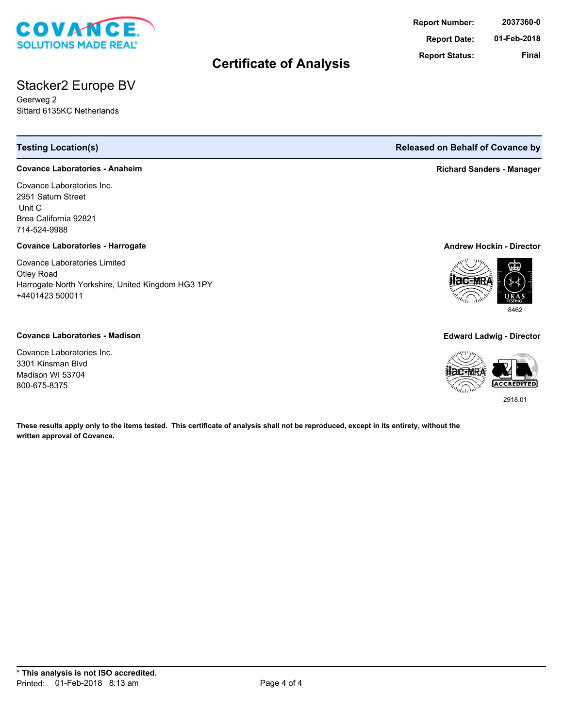COVANCE. SOLUTIONS MADE REAL®

| | |
|---|---|
| **Report Number:** | **2037360-0** |
| **Report Date:** | **01-Feb-2018** |
| **Report Status:** | **Final** |

# Certificate of Analysis

## Stacker2 Europe BV

Geerweg 2
Sittard 6135KC Netherlands

| Testing Location(s) | Released on Behalf of Covance by |
|---|---|
| **Covance Laboratories - Anaheim**<br>Covance Laboratories Inc.<br>2951 Saturn Street<br>Unit C<br>Brea California 92821<br>714-524-9988 | **Richard Sanders - Manager** |
| **Covance Laboratories - Harrogate**<br>Covance Laboratories Limited<br>Otley Road<br>Harrogate North Yorkshire, United Kingdom HG3 1PY<br>+4401423 500011 | **Andrew Hockin - Director**<br>ilac-MRA UKAS TESTING<br>8462 |
| **Covance Laboratories - Madison**<br>Covance Laboratories Inc.<br>3301 Kinsman Blvd<br>Madison WI 53704<br>800-675-8375 | **Edward Ladwig - Director**<br>ilac-MRA A2LA ACCREDITED<br>2918.01 |

**These results apply only to the items tested. This certificate of analysis shall not be reproduced, except in its entirety, without the written approval of Covance.**

**\* This analysis is not ISO accredited.**
Printed: 01-Feb-2018 8:13 am